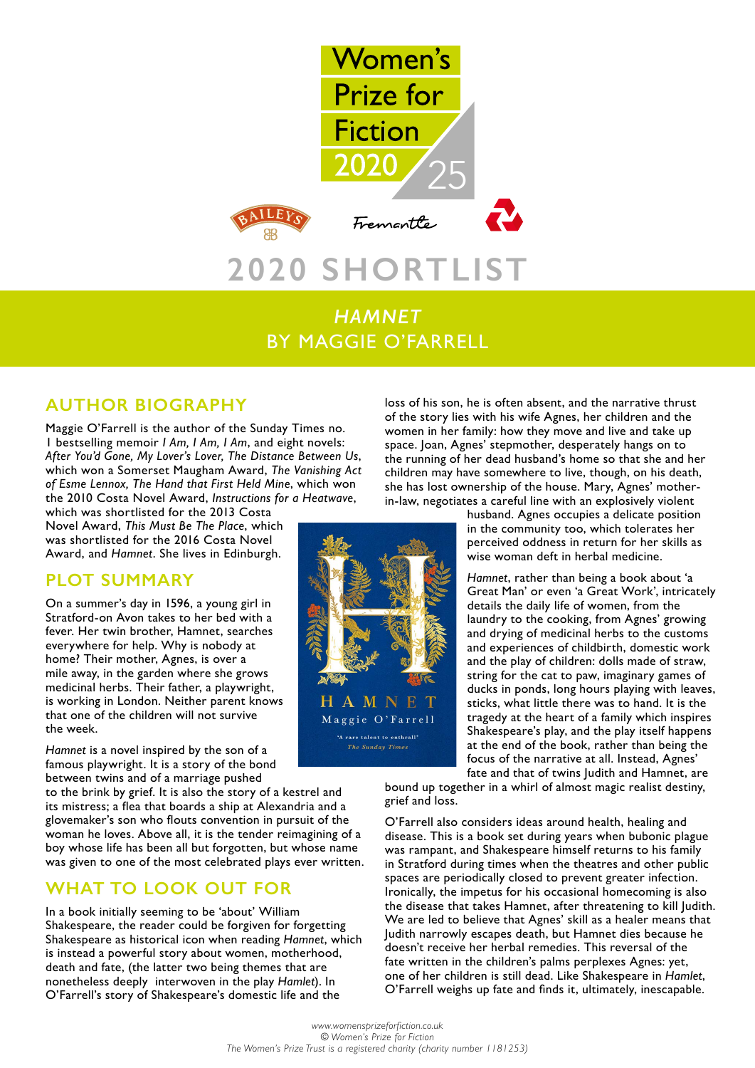# Women's Prize for Fiction 2020

# 2020 SHORTLIST

## *HAMNET* BY MAGGIE O'FARRELL

## AUTHOR BIOGRAPHY

Maggie O'Farrell is the author of the Sunday Times no. 1 bestselling memoir *I Am, I Am, I Am*, and eight novels: *After You'd Gone, My Lover's Lover, The Distance Between Us*, which won a Somerset Maugham Award, *The Vanishing Act of Esme Lennox, The Hand that First Held Mine*, which won the 2010 Costa Novel Award, *Instructions for a Heatwave*, which was shortlisted for the 2013 Costa Novel Award, *This Must Be The Place*, which was shortlisted for the 2016 Costa Novel Award, and *Hamnet*. She lives in Edinburgh.

## PLOT SUMMARY

On a summer's day in 1596, a young girl in Stratford-on Avon takes to her bed with a fever. Her twin brother, Hamnet, searches everywhere for help. Why is nobody at home? Their mother, Agnes, is over a mile away, in the garden where she grows medicinal herbs. Their father, a playwright, is working in London. Neither parent knows that one of the children will not survive the week.

*Hamnet* is a novel inspired by the son of a famous playwright. It is a story of the bond between twins and of a marriage pushed to the brink by grief. It is also the story of a kestrel and its mistress; a flea that boards a ship at Alexandria and a glovemaker's son who flouts convention in pursuit of the woman he loves. Above all, it is the tender reimagining of a boy whose life has been all but forgotten, but whose name was given to one of the most celebrated plays ever written.

## WHAT TO LOOK OUT FOR

In a book initially seeming to be 'about' William Shakespeare, the reader could be forgiven for forgetting Shakespeare as historical icon when reading *Hamnet*, which is instead a powerful story about women, motherhood, death and fate, (the latter two being themes that are nonetheless deeply interwoven in the play *Hamlet*). In O'Farrell's story of Shakespeare's domestic life and the loss of his son, he is often absent, and the narrative thrust of the story lies with his wife Agnes, her children and the women in her family: how they move and live and take up space. Joan, Agnes' stepmother, desperately hangs on to the running of her dead husband's home so that she and her children may have somewhere to live, though, on his death, she has lost ownership of the house. Mary, Agnes' mother-in-law, negotiates a careful line with an explosively violent husband. Agnes occupies a delicate position in the community too, which tolerates her perceived oddness in return for her skills as wise woman deft in herbal medicine.

*Hamnet*, rather than being a book about 'a Great Man' or even 'a Great Work', intricately details the daily life of women, from the laundry to the cooking, from Agnes' growing and drying of medicinal herbs to the customs and experiences of childbirth, domestic work and the play of children: dolls made of straw, string for the cat to paw, imaginary games of ducks in ponds, long hours playing with leaves, sticks, what little there was to hand. It is the tragedy at the heart of a family which inspires Shakespeare's play, and the play itself happens at the end of the book, rather than being the focus of the narrative at all. Instead, Agnes' fate and that of twins Judith and Hamnet, are bound up together in a whirl of almost magic realist destiny, grief and loss.

O'Farrell also considers ideas around health, healing and disease. This is a book set during years when bubonic plague was rampant, and Shakespeare himself returns to his family in Stratford during times when the theatres and other public spaces are periodically closed to prevent greater infection. Ironically, the impetus for his occasional homecoming is also the disease that takes Hamnet, after threatening to kill Judith. We are led to believe that Agnes' skill as a healer means that Judith narrowly escapes death, but Hamnet dies because he doesn't receive her herbal remedies. This reversal of the fate written in the children's palms perplexes Agnes: yet, one of her children is still dead. Like Shakespeare in *Hamlet*, O'Farrell weighs up fate and finds it, ultimately, inescapable.

*www.womensprizeforfiction.co.uk*
*© Women's Prize for Fiction*
*The Women's Prize Trust is a registered charity (charity number 1181253)*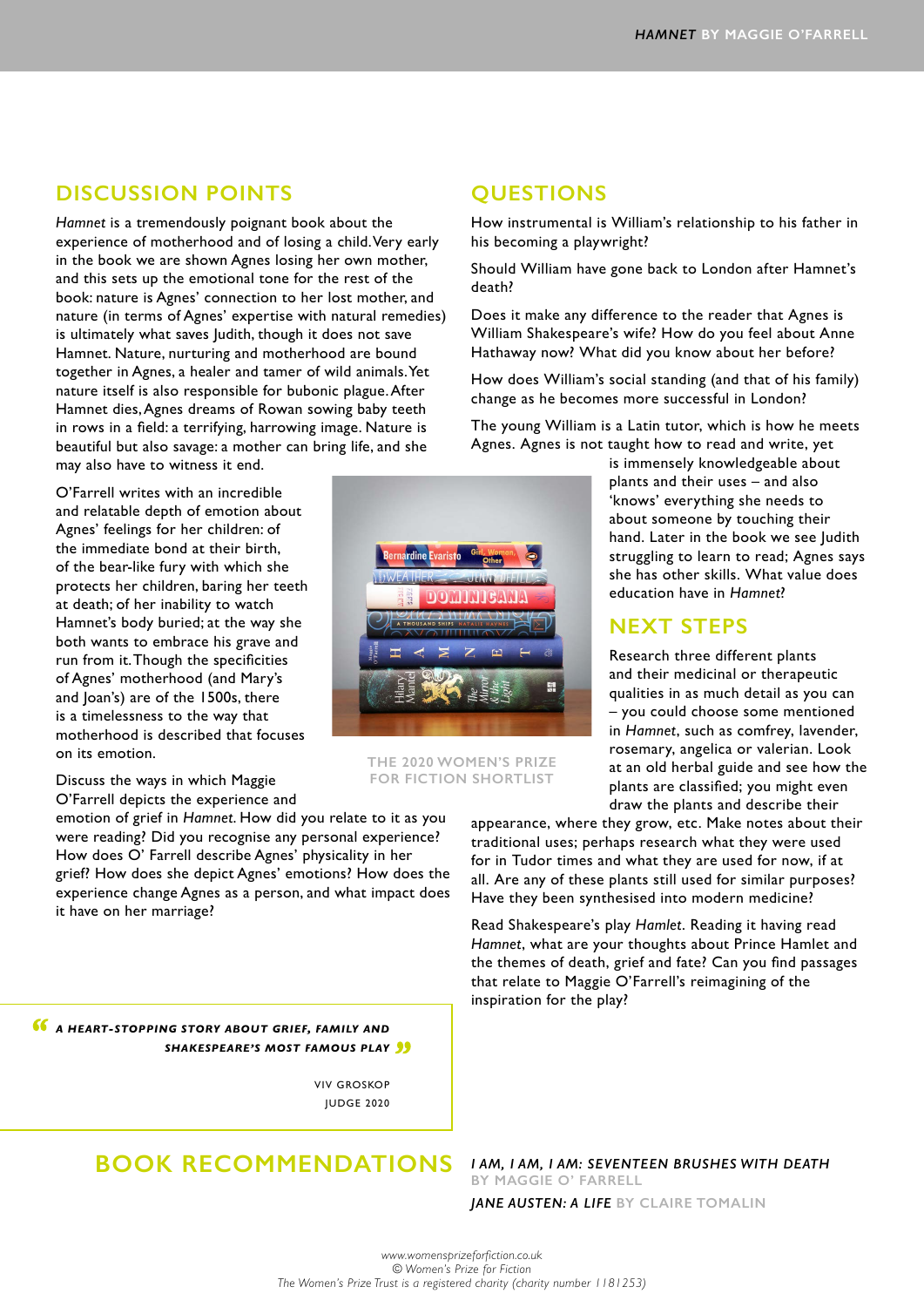## DISCUSSION POINTS

*Hamnet* is a tremendously poignant book about the experience of motherhood and of losing a child. Very early in the book we are shown Agnes losing her own mother, and this sets up the emotional tone for the rest of the book: nature is Agnes' connection to her lost mother, and nature (in terms of Agnes' expertise with natural remedies) is ultimately what saves Judith, though it does not save Hamnet. Nature, nurturing and motherhood are bound together in Agnes, a healer and tamer of wild animals. Yet nature itself is also responsible for bubonic plague. After Hamnet dies, Agnes dreams of Rowan sowing baby teeth in rows in a field: a terrifying, harrowing image. Nature is beautiful but also savage: a mother can bring life, and she may also have to witness it end.

O'Farrell writes with an incredible and relatable depth of emotion about Agnes' feelings for her children: of the immediate bond at their birth, of the bear-like fury with which she protects her children, baring her teeth at death; of her inability to watch Hamnet's body buried; at the way she both wants to embrace his grave and run from it. Though the specificities of Agnes' motherhood (and Mary's and Joan's) are of the 1500s, there is a timelessness to the way that motherhood is described that focuses on its emotion.

THE 2020 WOMEN'S PRIZE FOR FICTION SHORTLIST

Discuss the ways in which Maggie O'Farrell depicts the experience and emotion of grief in *Hamnet*. How did you relate to it as you were reading? Did you recognise any personal experience? How does O' Farrell describe Agnes' physicality in her grief? How does she depict Agnes' emotions? How does the experience change Agnes as a person, and what impact does it have on her marriage?

> "***A HEART-STOPPING STORY ABOUT GRIEF, FAMILY AND SHAKESPEARE'S MOST FAMOUS PLAY***"
>
> VIV GROSKOP
> JUDGE 2020

## QUESTIONS

How instrumental is William's relationship to his father in his becoming a playwright?

Should William have gone back to London after Hamnet's death?

Does it make any difference to the reader that Agnes is William Shakespeare's wife? How do you feel about Anne Hathaway now? What did you know about her before?

How does William's social standing (and that of his family) change as he becomes more successful in London?

The young William is a Latin tutor, which is how he meets Agnes. Agnes is not taught how to read and write, yet is immensely knowledgeable about plants and their uses – and also 'knows' everything she needs to about someone by touching their hand. Later in the book we see Judith struggling to learn to read; Agnes says she has other skills. What value does education have in *Hamnet*?

## NEXT STEPS

Research three different plants and their medicinal or therapeutic qualities in as much detail as you can – you could choose some mentioned in *Hamnet*, such as comfrey, lavender, rosemary, angelica or valerian. Look at an old herbal guide and see how the plants are classified; you might even draw the plants and describe their appearance, where they grow, etc. Make notes about their traditional uses; perhaps research what they were used for in Tudor times and what they are used for now, if at all. Are any of these plants still used for similar purposes? Have they been synthesised into modern medicine?

Read Shakespeare's play *Hamlet*. Reading it having read *Hamnet*, what are your thoughts about Prince Hamlet and the themes of death, grief and fate? Can you find passages that relate to Maggie O'Farrell's reimagining of the inspiration for the play?

## BOOK RECOMMENDATIONS

***I AM, I AM, I AM: SEVENTEEN BRUSHES WITH DEATH*** BY MAGGIE O' FARRELL

***JANE AUSTEN: A LIFE*** BY CLAIRE TOMALIN

*www.womensprizeforfiction.co.uk*
*© Women's Prize for Fiction*
*The Women's Prize Trust is a registered charity (charity number 1181253)*